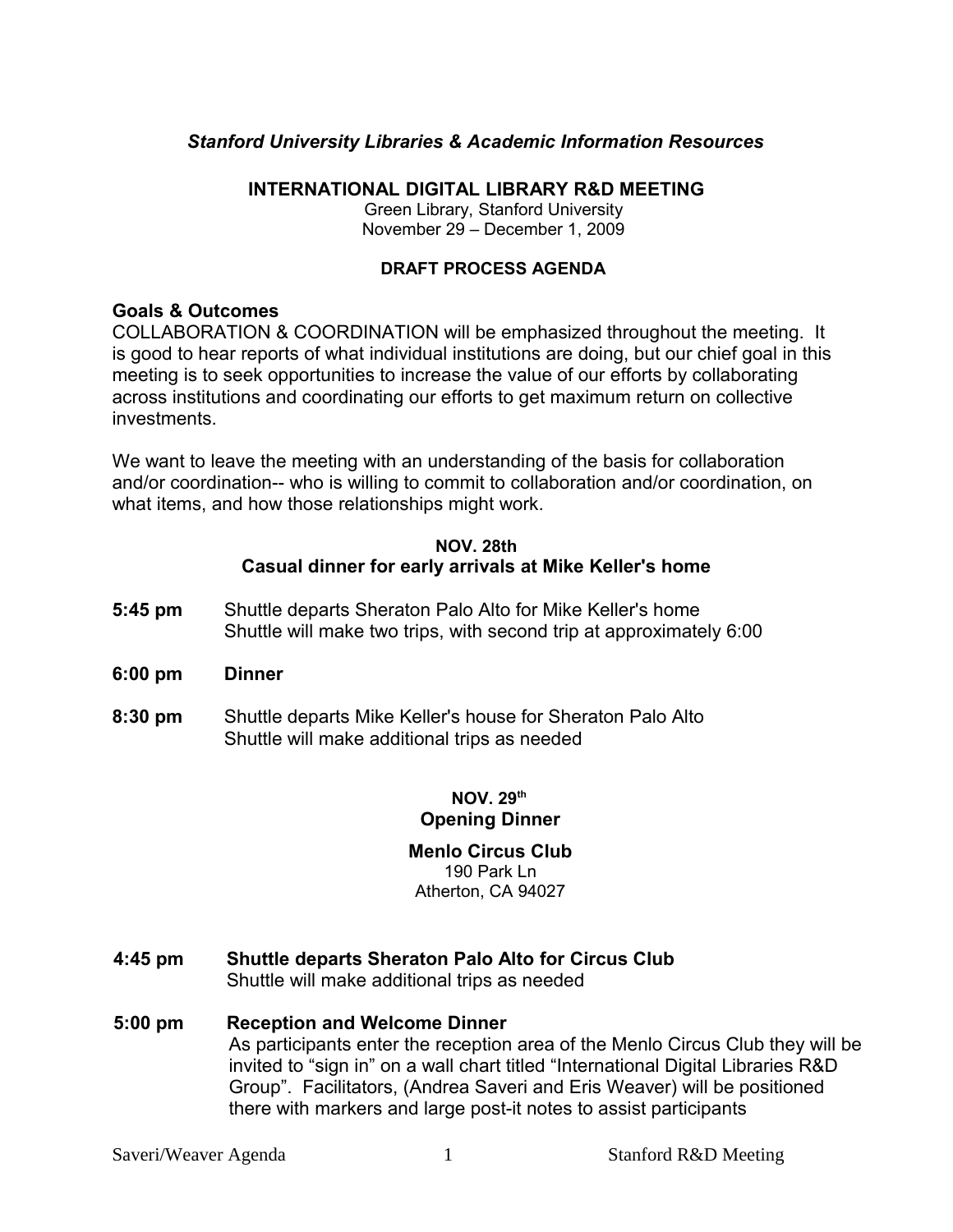*Stanford University Libraries & Academic Information Resources*

# INTERNATIONAL DIGITAL LIBRARY R&D MEETING

Green Library, Stanford University
November 29 – December 1, 2009

## DRAFT PROCESS AGENDA

### Goals & Outcomes

COLLABORATION & COORDINATION will be emphasized throughout the meeting. It is good to hear reports of what individual institutions are doing, but our chief goal in this meeting is to seek opportunities to increase the value of our efforts by collaborating across institutions and coordinating our efforts to get maximum return on collective investments.

We want to leave the meeting with an understanding of the basis for collaboration and/or coordination-- who is willing to commit to collaboration and/or coordination, on what items, and how those relationships might work.

### NOV. 28th
### Casual dinner for early arrivals at Mike Keller's home

**5:45 pm** Shuttle departs Sheraton Palo Alto for Mike Keller's home
Shuttle will make two trips, with second trip at approximately 6:00

**6:00 pm** **Dinner**

**8:30 pm** Shuttle departs Mike Keller's house for Sheraton Palo Alto
Shuttle will make additional trips as needed

### NOV. 29th
### Opening Dinner

**Menlo Circus Club**
190 Park Ln
Atherton, CA 94027

**4:45 pm** **Shuttle departs Sheraton Palo Alto for Circus Club**
Shuttle will make additional trips as needed

**5:00 pm** **Reception and Welcome Dinner**
As participants enter the reception area of the Menlo Circus Club they will be invited to "sign in" on a wall chart titled "International Digital Libraries R&D Group". Facilitators, (Andrea Saveri and Eris Weaver) will be positioned there with markers and large post-it notes to assist participants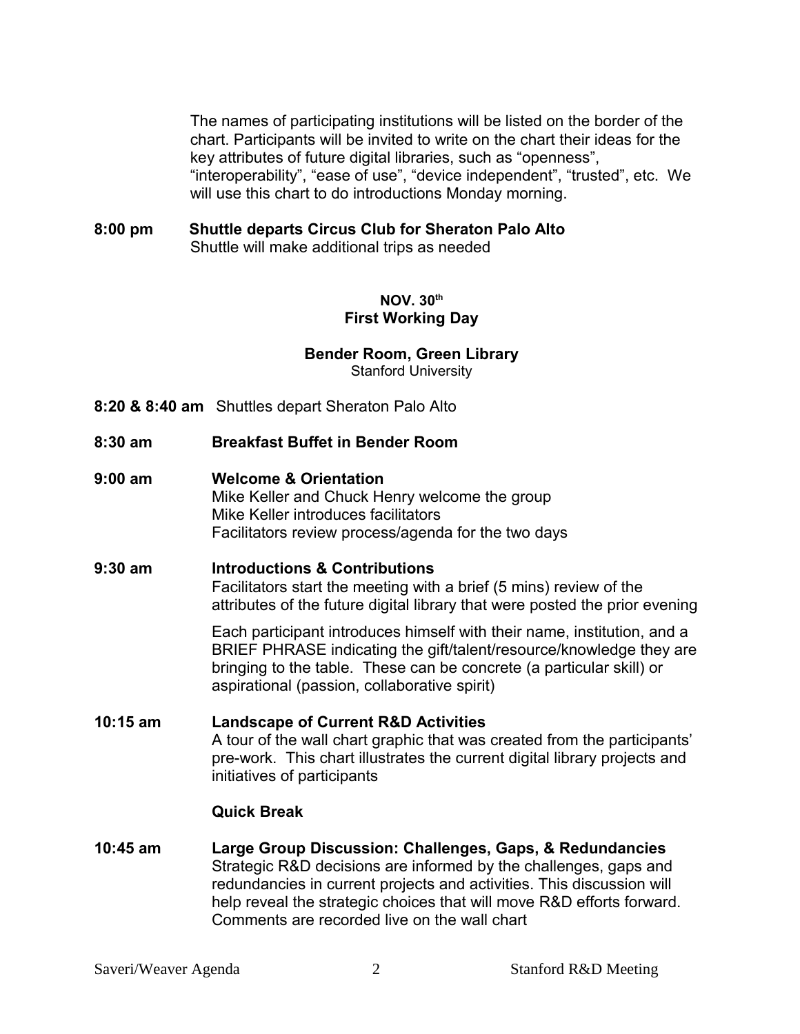The names of participating institutions will be listed on the border of the chart. Participants will be invited to write on the chart their ideas for the key attributes of future digital libraries, such as "openness", "interoperability", "ease of use", "device independent", "trusted", etc. We will use this chart to do introductions Monday morning.

**8:00 pm** **Shuttle departs Circus Club for Sheraton Palo Alto**
Shuttle will make additional trips as needed

## NOV. 30th
## First Working Day

### Bender Room, Green Library
Stanford University

**8:20 & 8:40 am** Shuttles depart Sheraton Palo Alto

**8:30 am** **Breakfast Buffet in Bender Room**

**9:00 am** **Welcome & Orientation**
Mike Keller and Chuck Henry welcome the group
Mike Keller introduces facilitators
Facilitators review process/agenda for the two days

**9:30 am** **Introductions & Contributions**
Facilitators start the meeting with a brief (5 mins) review of the attributes of the future digital library that were posted the prior evening

Each participant introduces himself with their name, institution, and a BRIEF PHRASE indicating the gift/talent/resource/knowledge they are bringing to the table. These can be concrete (a particular skill) or aspirational (passion, collaborative spirit)

**10:15 am** **Landscape of Current R&D Activities**
A tour of the wall chart graphic that was created from the participants' pre-work. This chart illustrates the current digital library projects and initiatives of participants

**Quick Break**

**10:45 am** **Large Group Discussion: Challenges, Gaps, & Redundancies**
Strategic R&D decisions are informed by the challenges, gaps and redundancies in current projects and activities. This discussion will help reveal the strategic choices that will move R&D efforts forward. Comments are recorded live on the wall chart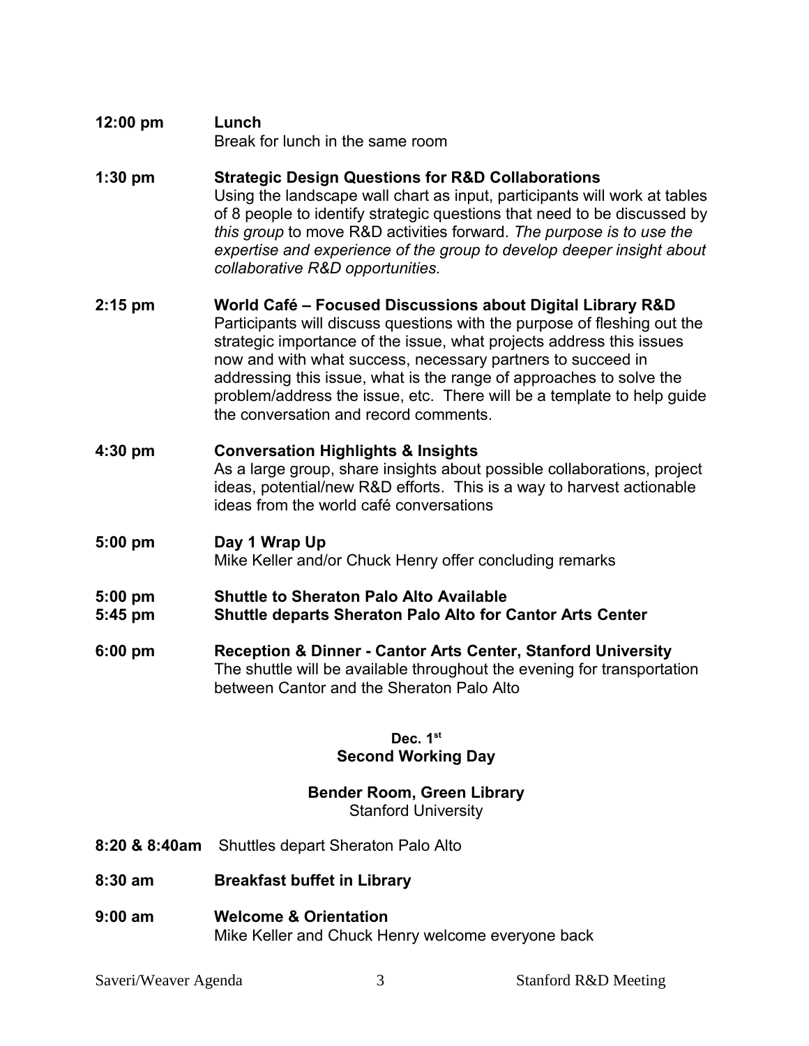**12:00 pm** **Lunch**
Break for lunch in the same room

**1:30 pm** **Strategic Design Questions for R&D Collaborations**
Using the landscape wall chart as input, participants will work at tables of 8 people to identify strategic questions that need to be discussed by *this group* to move R&D activities forward. *The purpose is to use the expertise and experience of the group to develop deeper insight about collaborative R&D opportunities.*

**2:15 pm** **World Café – Focused Discussions about Digital Library R&D**
Participants will discuss questions with the purpose of fleshing out the strategic importance of the issue, what projects address this issues now and with what success, necessary partners to succeed in addressing this issue, what is the range of approaches to solve the problem/address the issue, etc. There will be a template to help guide the conversation and record comments.

**4:30 pm** **Conversation Highlights & Insights**
As a large group, share insights about possible collaborations, project ideas, potential/new R&D efforts. This is a way to harvest actionable ideas from the world café conversations

**5:00 pm** **Day 1 Wrap Up**
Mike Keller and/or Chuck Henry offer concluding remarks

**5:00 pm** **Shuttle to Sheraton Palo Alto Available**
**5:45 pm** **Shuttle departs Sheraton Palo Alto for Cantor Arts Center**

**6:00 pm** **Reception & Dinner - Cantor Arts Center, Stanford University**
The shuttle will be available throughout the evening for transportation between Cantor and the Sheraton Palo Alto

## Dec. 1st
## Second Working Day

### Bender Room, Green Library
Stanford University

**8:20 & 8:40am** Shuttles depart Sheraton Palo Alto

**8:30 am** **Breakfast buffet in Library**

**9:00 am** **Welcome & Orientation**
Mike Keller and Chuck Henry welcome everyone back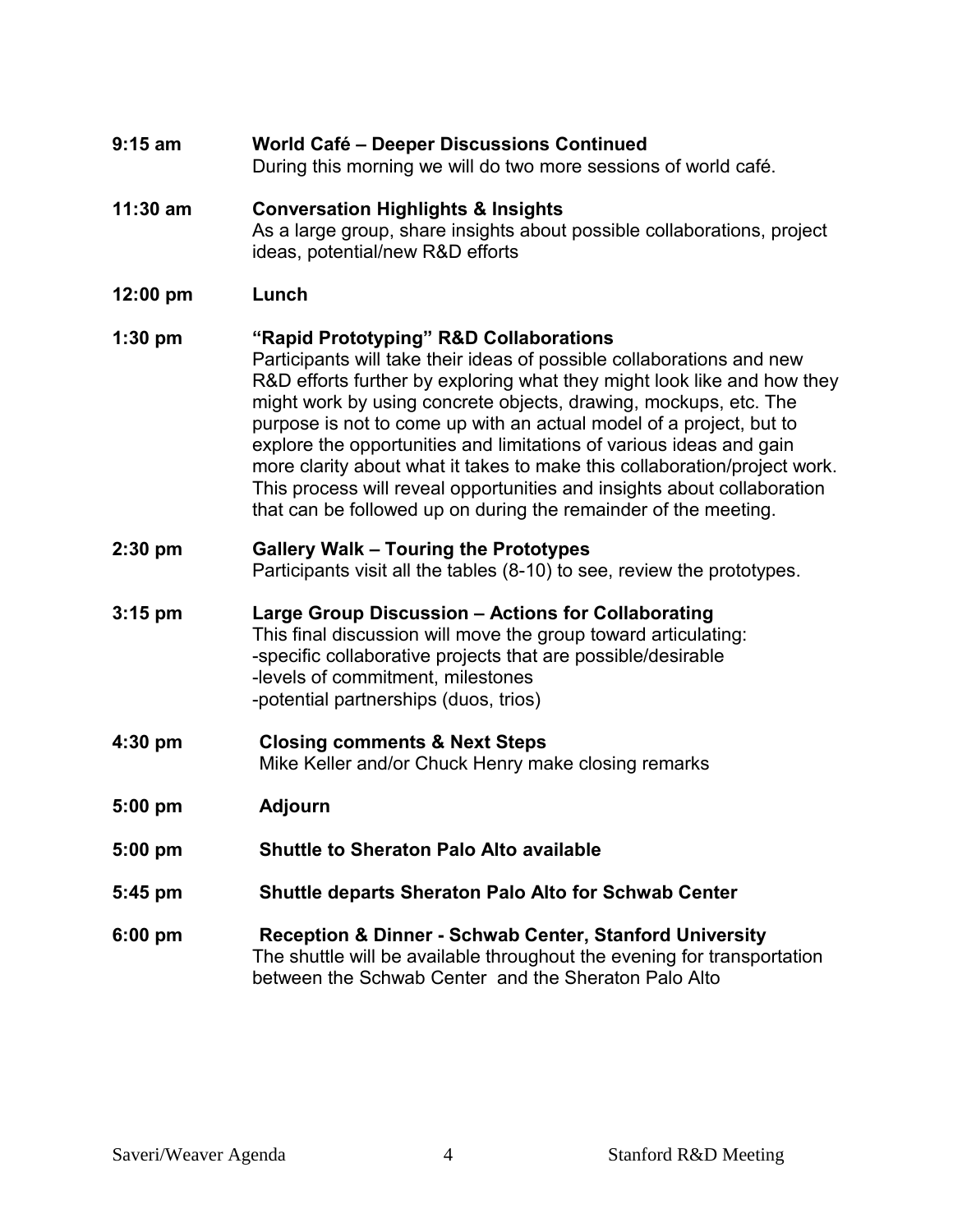**9:15 am** **World Café – Deeper Discussions Continued**
During this morning we will do two more sessions of world café.

**11:30 am** **Conversation Highlights & Insights**
As a large group, share insights about possible collaborations, project ideas, potential/new R&D efforts

**12:00 pm** **Lunch**

**1:30 pm** **"Rapid Prototyping" R&D Collaborations**
Participants will take their ideas of possible collaborations and new R&D efforts further by exploring what they might look like and how they might work by using concrete objects, drawing, mockups, etc. The purpose is not to come up with an actual model of a project, but to explore the opportunities and limitations of various ideas and gain more clarity about what it takes to make this collaboration/project work. This process will reveal opportunities and insights about collaboration that can be followed up on during the remainder of the meeting.

**2:30 pm** **Gallery Walk – Touring the Prototypes**
Participants visit all the tables (8-10) to see, review the prototypes.

**3:15 pm** **Large Group Discussion – Actions for Collaborating**
This final discussion will move the group toward articulating:
-specific collaborative projects that are possible/desirable
-levels of commitment, milestones
-potential partnerships (duos, trios)

**4:30 pm** **Closing comments & Next Steps**
Mike Keller and/or Chuck Henry make closing remarks

**5:00 pm** **Adjourn**

**5:00 pm** **Shuttle to Sheraton Palo Alto available**

**5:45 pm** **Shuttle departs Sheraton Palo Alto for Schwab Center**

**6:00 pm** **Reception & Dinner - Schwab Center, Stanford University**
The shuttle will be available throughout the evening for transportation between the Schwab Center and the Sheraton Palo Alto